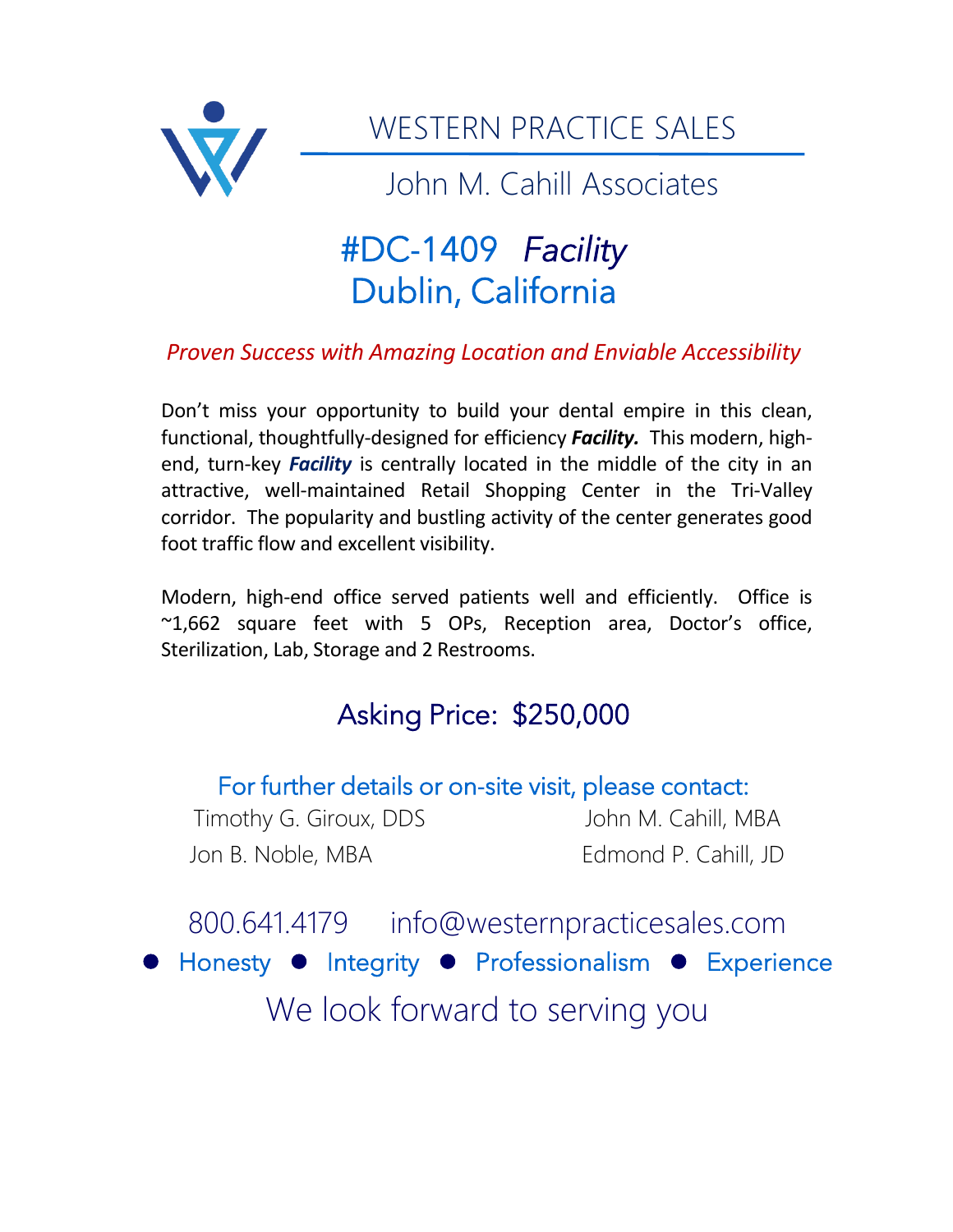# WESTERN PRACTICE SALES

## John M. Cahill Associates

# #DC-1409 *Facility*
# Dublin, California

*Proven Success with Amazing Location and Enviable Accessibility*

Don't miss your opportunity to build your dental empire in this clean, functional, thoughtfully-designed for efficiency ***Facility.*** This modern, high-end, turn-key ***Facility*** is centrally located in the middle of the city in an attractive, well-maintained Retail Shopping Center in the Tri-Valley corridor. The popularity and bustling activity of the center generates good foot traffic flow and excellent visibility.

Modern, high-end office served patients well and efficiently. Office is ~1,662 square feet with 5 OPs, Reception area, Doctor's office, Sterilization, Lab, Storage and 2 Restrooms.

## Asking Price: $250,000

For further details or on-site visit, please contact:

Timothy G. Giroux, DDS

John M. Cahill, MBA

Jon B. Noble, MBA

Edmond P. Cahill, JD

800.641.4179 info@westernpracticesales.com

● Honesty ● Integrity ● Professionalism ● Experience

We look forward to serving you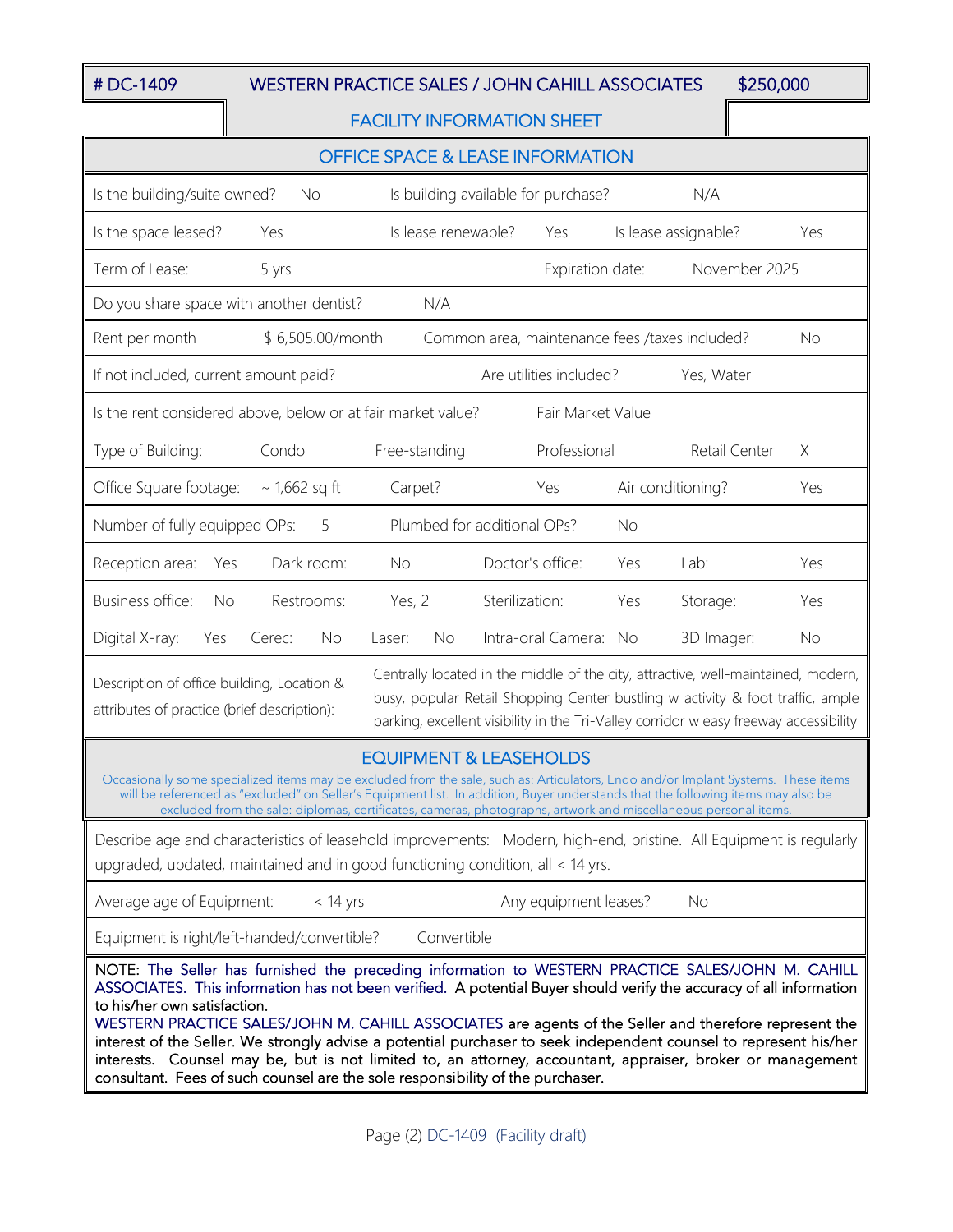| # DC-1409 | WESTERN PRACTICE SALES / JOHN CAHILL ASSOCIATES | $250,000 |
|---|---|---|

## FACILITY INFORMATION SHEET

### OFFICE SPACE & LEASE INFORMATION

| | | | | | |
|---|---|---|---|---|---|
| Is the building/suite owned? | No | Is building available for purchase? | N/A | | |
| Is the space leased? | Yes | Is lease renewable? | Yes | Is lease assignable? | Yes |
| Term of Lease: | 5 yrs | Expiration date: | November 2025 | | |
| Do you share space with another dentist? | N/A | | | | |
| Rent per month | $ 6,505.00/month | Common area, maintenance fees /taxes included? | No | | |
| If not included, current amount paid? | | Are utilities included? | Yes, Water | | |
| Is the rent considered above, below or at fair market value? | Fair Market Value | | | | |

| | | | | | |
|---|---|---|---|---|---|
| Type of Building: | Condo | Free-standing | Professional | Retail Center | X |
| Office Square footage: | ~ 1,662 sq ft | Carpet? | Yes | Air conditioning? | Yes |
| Number of fully equipped OPs: | 5 | Plumbed for additional OPs? | No | | |

| | | | | | | | | | |
|---|---|---|---|---|---|---|---|---|---|
| Reception area: | Yes | Dark room: | No | Doctor's office: | Yes | Lab: | Yes | | |
| Business office: | No | Restrooms: | Yes, 2 | Sterilization: | Yes | Storage: | Yes | | |
| Digital X-ray: | Yes | Cerec: | No | Laser: | No | Intra-oral Camera: | No | 3D Imager: | No |

| | |
|---|---|
| Description of office building, Location & attributes of practice (brief description): | Centrally located in the middle of the city, attractive, well-maintained, modern, busy, popular Retail Shopping Center bustling w activity & foot traffic, ample parking, excellent visibility in the Tri-Valley corridor w easy freeway accessibility |

### EQUIPMENT & LEASEHOLDS

Occasionally some specialized items may be excluded from the sale, such as: Articulators, Endo and/or Implant Systems. These items will be referenced as "excluded" on Seller's Equipment list. In addition, Buyer understands that the following items may also be excluded from the sale: diplomas, certificates, cameras, photographs, artwork and miscellaneous personal items.

Describe age and characteristics of leasehold improvements: Modern, high-end, pristine. All Equipment is regularly upgraded, updated, maintained and in good functioning condition, all < 14 yrs.

| | | | |
|---|---|---|---|
| Average age of Equipment: | < 14 yrs | Any equipment leases? | No |
| Equipment is right/left-handed/convertible? | Convertible | | |

NOTE: The Seller has furnished the preceding information to WESTERN PRACTICE SALES/JOHN M. CAHILL ASSOCIATES. This information has not been verified. A potential Buyer should verify the accuracy of all information to his/her own satisfaction.
WESTERN PRACTICE SALES/JOHN M. CAHILL ASSOCIATES are agents of the Seller and therefore represent the interest of the Seller. We strongly advise a potential purchaser to seek independent counsel to represent his/her interests. Counsel may be, but is not limited to, an attorney, accountant, appraiser, broker or management consultant. Fees of such counsel are the sole responsibility of the purchaser.